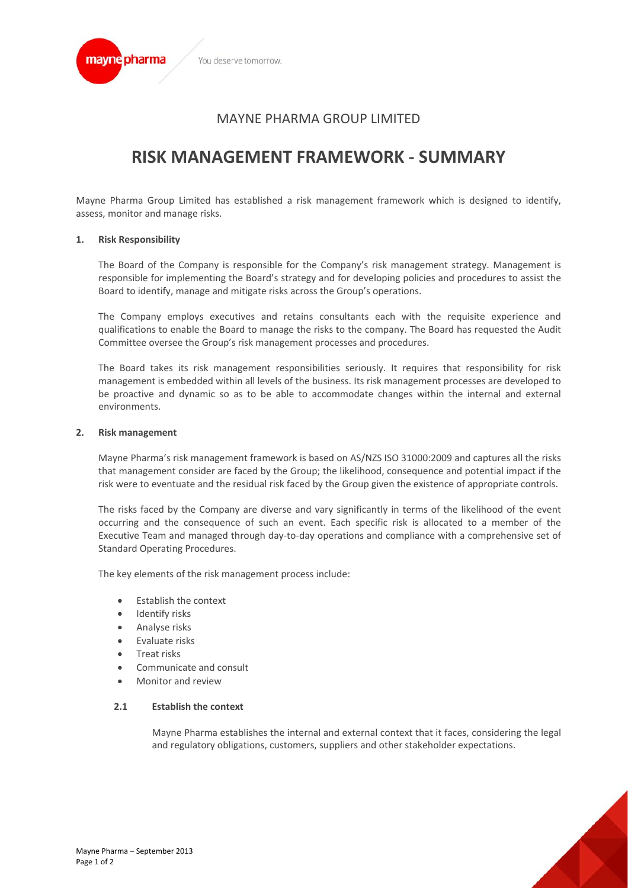# MAYNE PHARMA GROUP LIMITED

# RISK MANAGEMENT FRAMEWORK - SUMMARY

Mayne Pharma Group Limited has established a risk management framework which is designed to identify, assess, monitor and manage risks.

## 1. Risk Responsibility

The Board of the Company is responsible for the Company's risk management strategy. Management is responsible for implementing the Board's strategy and for developing policies and procedures to assist the Board to identify, manage and mitigate risks across the Group's operations.

The Company employs executives and retains consultants each with the requisite experience and qualifications to enable the Board to manage the risks to the company. The Board has requested the Audit Committee oversee the Group's risk management processes and procedures.

The Board takes its risk management responsibilities seriously. It requires that responsibility for risk management is embedded within all levels of the business. Its risk management processes are developed to be proactive and dynamic so as to be able to accommodate changes within the internal and external environments.

## 2. Risk management

Mayne Pharma's risk management framework is based on AS/NZS ISO 31000:2009 and captures all the risks that management consider are faced by the Group; the likelihood, consequence and potential impact if the risk were to eventuate and the residual risk faced by the Group given the existence of appropriate controls.

The risks faced by the Company are diverse and vary significantly in terms of the likelihood of the event occurring and the consequence of such an event. Each specific risk is allocated to a member of the Executive Team and managed through day-to-day operations and compliance with a comprehensive set of Standard Operating Procedures.

The key elements of the risk management process include:

- Establish the context
- Identify risks
- Analyse risks
- Evaluate risks
- Treat risks
- Communicate and consult
- Monitor and review

### 2.1 Establish the context

Mayne Pharma establishes the internal and external context that it faces, considering the legal and regulatory obligations, customers, suppliers and other stakeholder expectations.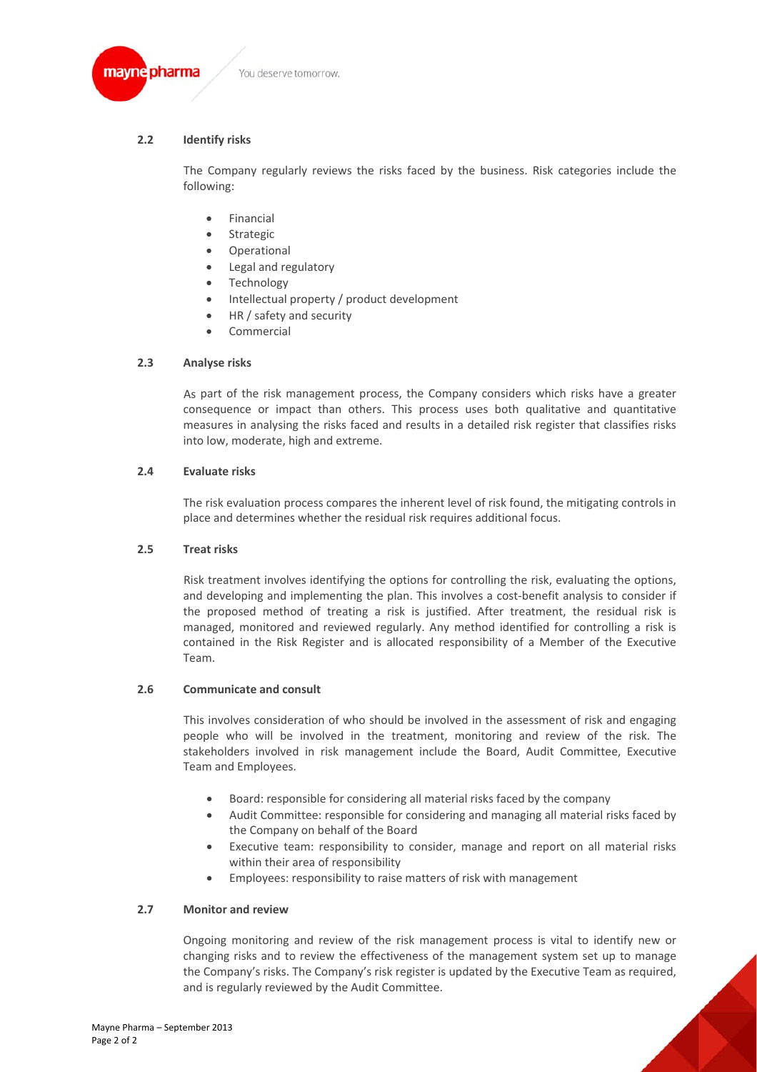### 2.2 Identify risks

The Company regularly reviews the risks faced by the business. Risk categories include the following:

- Financial
- Strategic
- Operational
- Legal and regulatory
- Technology
- Intellectual property / product development
- HR / safety and security
- Commercial

### 2.3 Analyse risks

As part of the risk management process, the Company considers which risks have a greater consequence or impact than others. This process uses both qualitative and quantitative measures in analysing the risks faced and results in a detailed risk register that classifies risks into low, moderate, high and extreme.

### 2.4 Evaluate risks

The risk evaluation process compares the inherent level of risk found, the mitigating controls in place and determines whether the residual risk requires additional focus.

### 2.5 Treat risks

Risk treatment involves identifying the options for controlling the risk, evaluating the options, and developing and implementing the plan. This involves a cost-benefit analysis to consider if the proposed method of treating a risk is justified. After treatment, the residual risk is managed, monitored and reviewed regularly. Any method identified for controlling a risk is contained in the Risk Register and is allocated responsibility of a Member of the Executive Team.

### 2.6 Communicate and consult

This involves consideration of who should be involved in the assessment of risk and engaging people who will be involved in the treatment, monitoring and review of the risk. The stakeholders involved in risk management include the Board, Audit Committee, Executive Team and Employees.

- Board: responsible for considering all material risks faced by the company
- Audit Committee: responsible for considering and managing all material risks faced by the Company on behalf of the Board
- Executive team: responsibility to consider, manage and report on all material risks within their area of responsibility
- Employees: responsibility to raise matters of risk with management

### 2.7 Monitor and review

Ongoing monitoring and review of the risk management process is vital to identify new or changing risks and to review the effectiveness of the management system set up to manage the Company's risks. The Company's risk register is updated by the Executive Team as required, and is regularly reviewed by the Audit Committee.